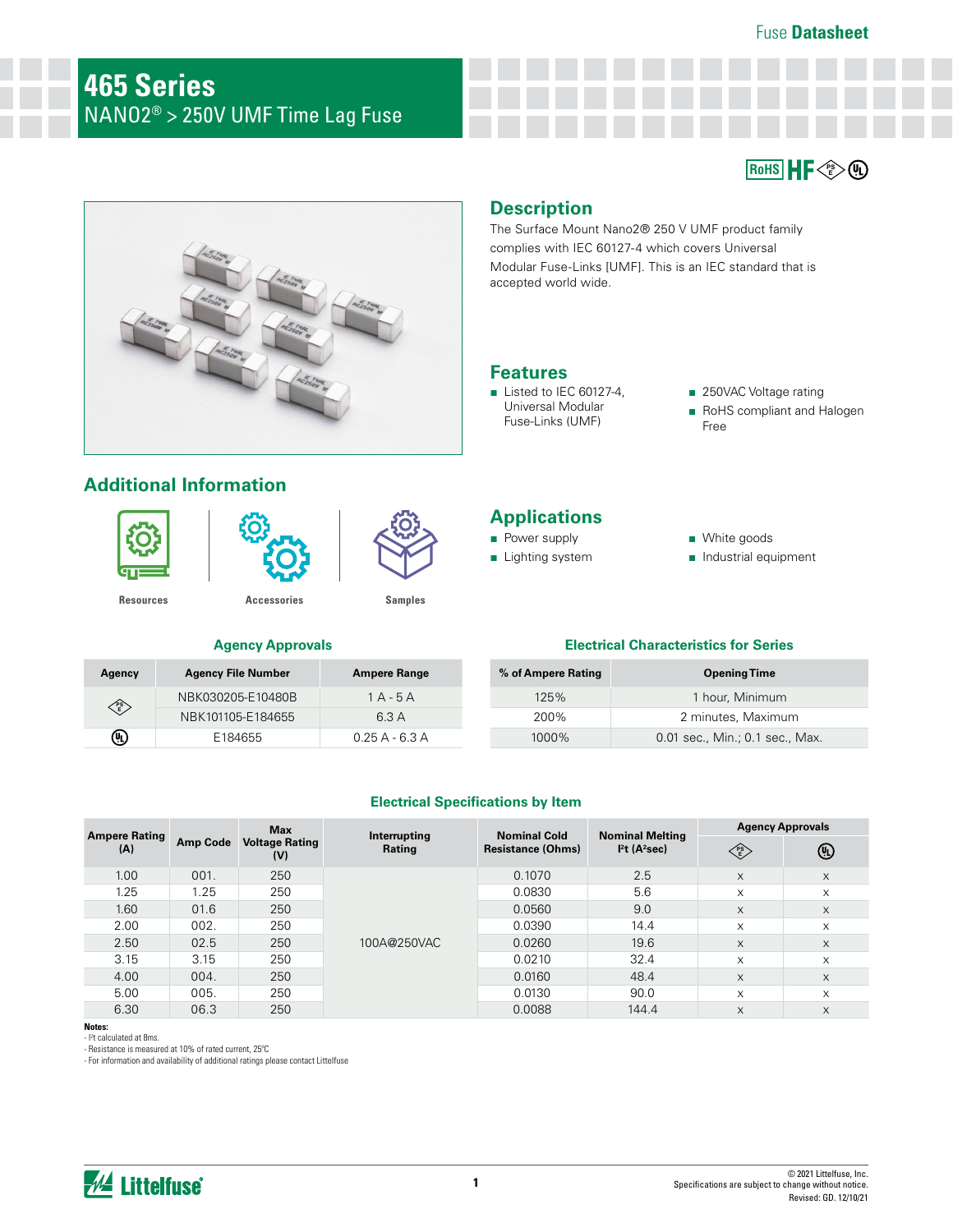# 465 Series

NANO2® > 250V UMF Time Lag Fuse

## Description

The Surface Mount Nano2® 250 V UMF product family complies with IEC 60127-4 which covers Universal Modular Fuse-Links [UMF]. This is an IEC standard that is accepted world wide.

## Features

- Listed to IEC 60127-4, Universal Modular Fuse-Links (UMF)
- 250VAC Voltage rating
- RoHS compliant and Halogen Free

## Additional Information

Resources | Accessories | Samples

## Applications

- Power supply
- Lighting system
- White goods
- Industrial equipment

### Agency Approvals

| Agency | Agency File Number | Ampere Range |
|---|---|---|
| PSE | NBK030205-E10480B | 1 A - 5 A |
| | NBK101105-E184655 | 6.3 A |
| UL | E184655 | 0.25 A - 6.3 A |

### Electrical Characteristics for Series

| % of Ampere Rating | Opening Time |
|---|---|
| 125% | 1 hour, Minimum |
| 200% | 2 minutes, Maximum |
| 1000% | 0.01 sec., Min.; 0.1 sec., Max. |

### Electrical Specifications by Item

| Ampere Rating (A) | Amp Code | Max Voltage Rating (V) | Interrupting Rating | Nominal Cold Resistance (Ohms) | Nominal Melting I²t (A²sec) | Agency Approvals | |
|---|---|---|---|---|---|---|---|
| | | | | | | PSE | UL |
| 1.00 | 001. | 250 | 100A@250VAC | 0.1070 | 2.5 | x | x |
| 1.25 | 1.25 | 250 | 100A@250VAC | 0.0830 | 5.6 | x | x |
| 1.60 | 01.6 | 250 | 100A@250VAC | 0.0560 | 9.0 | x | x |
| 2.00 | 002. | 250 | 100A@250VAC | 0.0390 | 14.4 | x | x |
| 2.50 | 02.5 | 250 | 100A@250VAC | 0.0260 | 19.6 | x | x |
| 3.15 | 3.15 | 250 | 100A@250VAC | 0.0210 | 32.4 | x | x |
| 4.00 | 004. | 250 | 100A@250VAC | 0.0160 | 48.4 | x | x |
| 5.00 | 005. | 250 | 100A@250VAC | 0.0130 | 90.0 | x | x |
| 6.30 | 06.3 | 250 | 100A@250VAC | 0.0088 | 144.4 | x | x |

**Notes:**

- I²t calculated at 8ms.
- Resistance is measured at 10% of rated current, 25°C
- For information and availability of additional ratings please contact Littelfuse

© 2021 Littelfuse, Inc.
Specifications are subject to change without notice.
Revised: GD. 12/10/21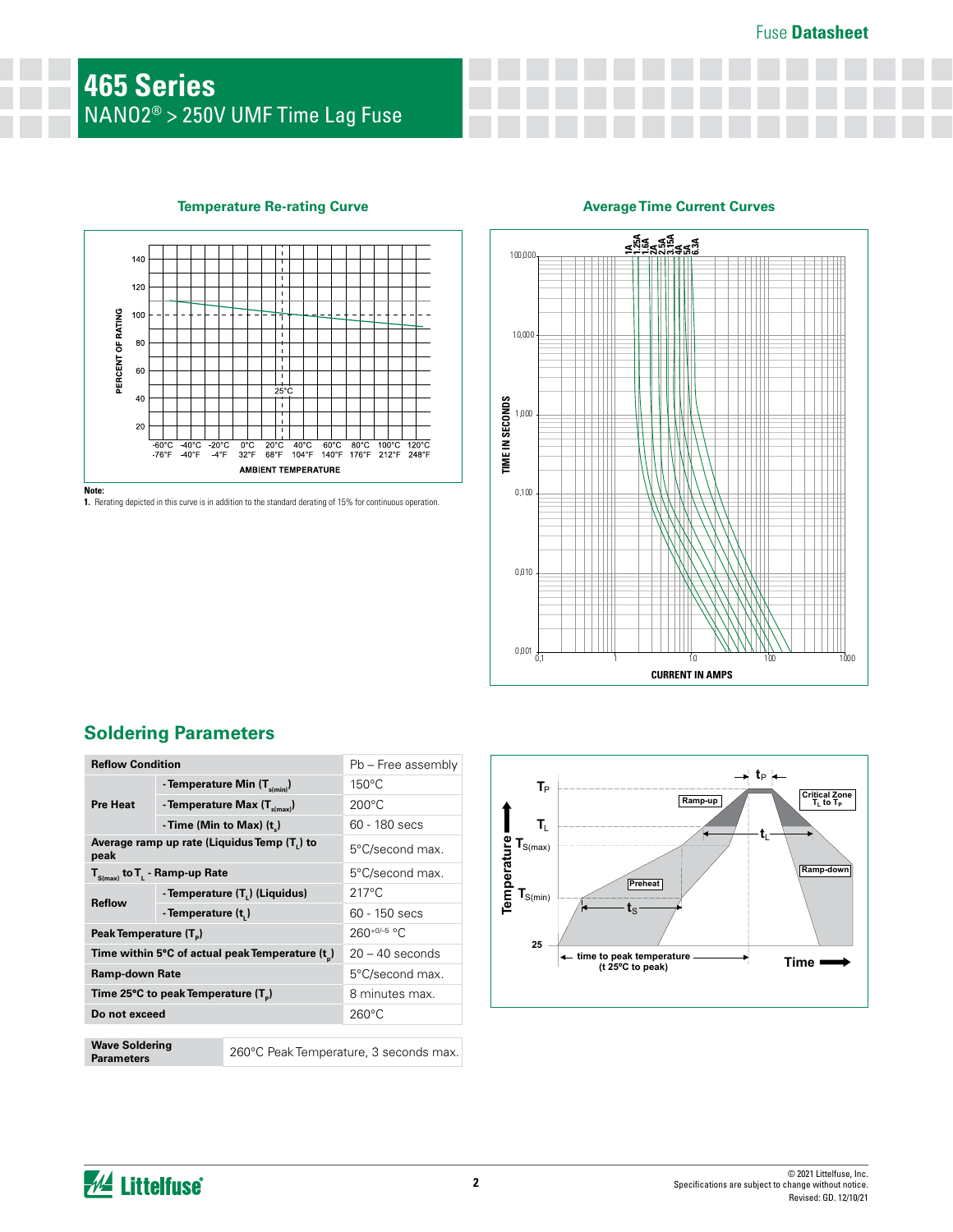# 465 Series

NANO2® > 250V UMF Time Lag Fuse

### Temperature Re-rating Curve

**Note:**
1. Rerating depicted in this curve is in addition to the standard derating of 15% for continuous operation.

### Average Time Current Curves

## Soldering Parameters

| Reflow Condition | | Pb – Free assembly |
|---|---|---|
| Pre Heat | - Temperature Min ($T_{s(min)}$) | 150°C |
| | - Temperature Max ($T_{s(max)}$) | 200°C |
| | - Time (Min to Max) ($t_s$) | 60 - 180 secs |
| Average ramp up rate (Liquidus Temp ($T_L$) to peak | | 5°C/second max. |
| $T_{S(max)}$ to $T_L$ - Ramp-up Rate | | 5°C/second max. |
| Reflow | - Temperature ($T_L$) (Liquidus) | 217°C |
| | - Temperature ($t_L$) | 60 - 150 secs |
| Peak Temperature ($T_P$) | | $260^{+0/-5}$ °C |
| Time within 5°C of actual peak Temperature ($t_p$) | | 20 – 40 seconds |
| Ramp-down Rate | | 5°C/second max. |
| Time 25°C to peak Temperature ($T_P$) | | 8 minutes max. |
| Do not exceed | | 260°C |

| Wave Soldering Parameters | 260°C Peak Temperature, 3 seconds max. |
|---|---|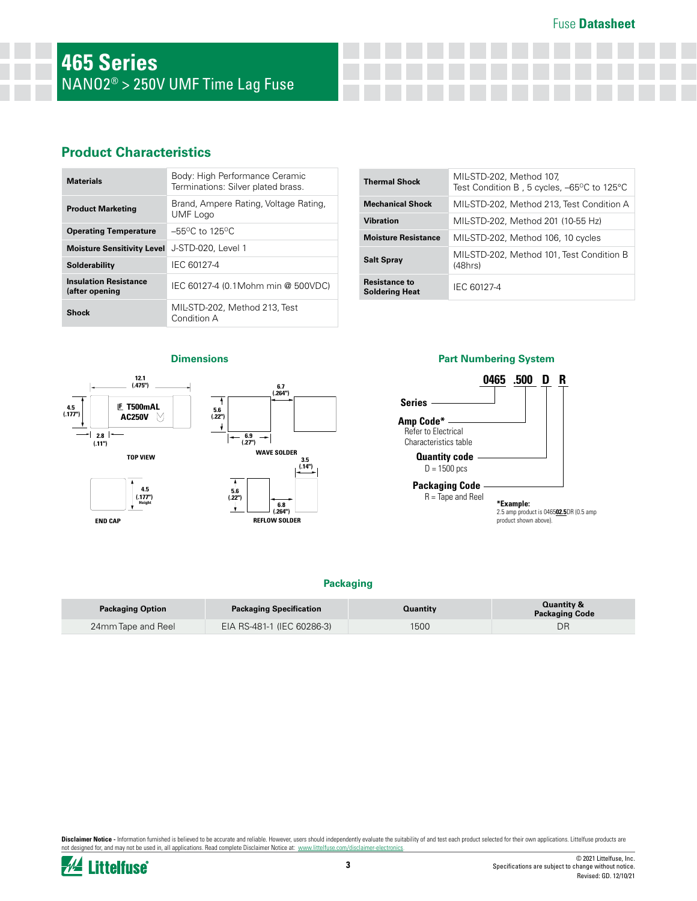# 465 Series

NANO2® > 250V UMF Time Lag Fuse

## Product Characteristics

| | |
|---|---|
| **Materials** | Body: High Performance Ceramic Terminations: Silver plated brass. |
| **Product Marketing** | Brand, Ampere Rating, Voltage Rating, UMF Logo |
| **Operating Temperature** | –55°C to 125°C |
| **Moisture Sensitivity Level** | J-STD-020, Level 1 |
| **Solderability** | IEC 60127-4 |
| **Insulation Resistance (after opening** | IEC 60127-4 (0.1Mohm min @ 500VDC) |
| **Shock** | MIL-STD-202, Method 213, Test Condition A |

| | |
|---|---|
| **Thermal Shock** | MIL-STD-202, Method 107, Test Condition B , 5 cycles, –65°C to 125°C |
| **Mechanical Shock** | MIL-STD-202, Method 213, Test Condition A |
| **Vibration** | MIL-STD-202, Method 201 (10-55 Hz) |
| **Moisture Resistance** | MIL-STD-202, Method 106, 10 cycles |
| **Salt Spray** | MIL-STD-202, Method 101, Test Condition B (48hrs) |
| **Resistance to Soldering Heat** | IEC 60127-4 |

## Dimensions

12.1 (.475")
4.5 (.177")
2.8 (.11")
T500mAL
AC250V
TOP VIEW

6.7 (.264")
5.6 (.22")
6.9 (.27")
WAVE SOLDER

4.5 (.177") Height
END CAP

3.5 (.14")
5.6 (.22")
6.8 (.264")
REFLOW SOLDER

## Part Numbering System

**0465 .500 D R**

**Series**

**Amp Code***
Refer to Electrical Characteristics table

**Quantity code**
D = 1500 pcs

**Packaging Code**
R = Tape and Reel

***Example:**
2.5 amp product is 046502.5DR (0.5 amp product shown above).

## Packaging

| Packaging Option | Packaging Specification | Quantity | Quantity & Packaging Code |
|---|---|---|---|
| 24mm Tape and Reel | EIA RS-481-1 (IEC 60286-3) | 1500 | DR |

**Disclaimer Notice -** Information furnished is believed to be accurate and reliable. However, users should independently evaluate the suitability of and test each product selected for their own applications. Littelfuse products are not designed for, and may not be used in, all applications. Read complete Disclaimer Notice at: www.littelfuse.com/disclaimer-electronics.

© 2021 Littelfuse, Inc.
Specifications are subject to change without notice.
Revised: GD. 12/10/21